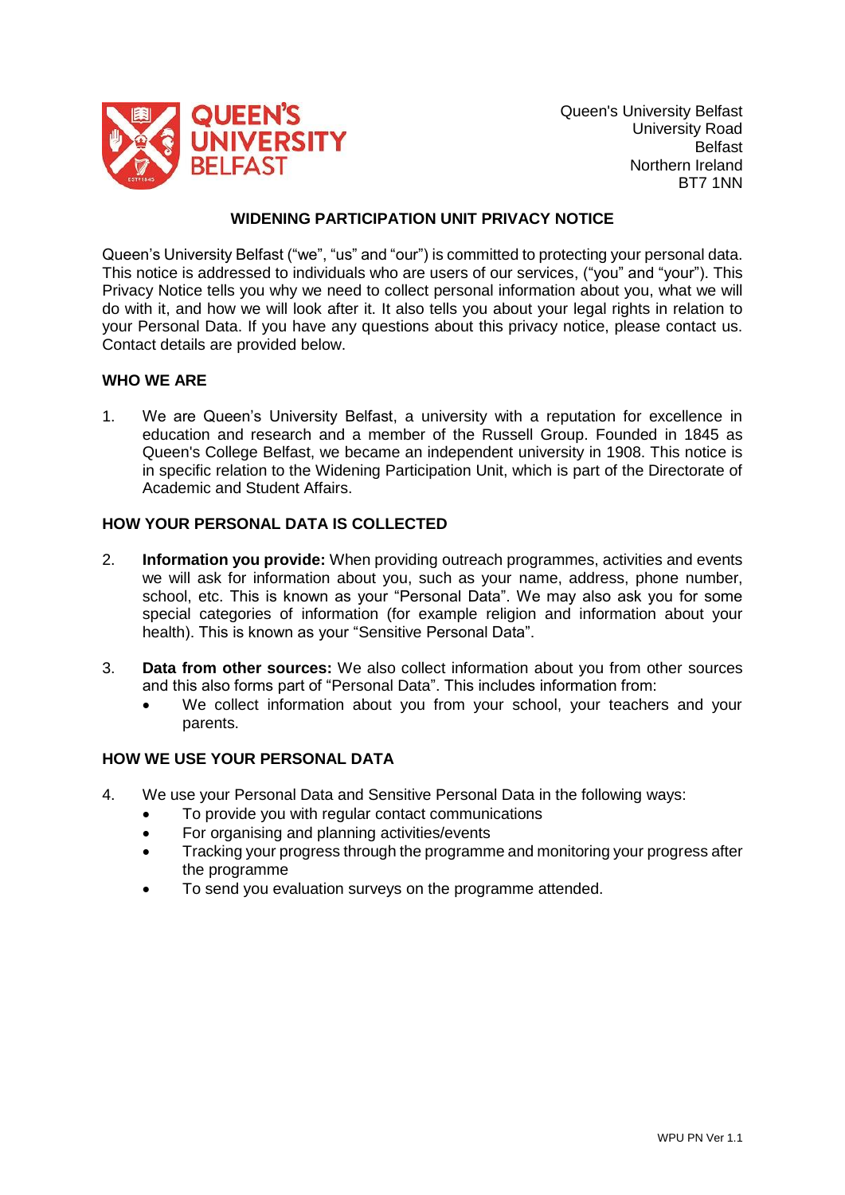Queen's University Belfast
University Road
Belfast
Northern Ireland
BT7 1NN

# WIDENING PARTICIPATION UNIT PRIVACY NOTICE

Queen's University Belfast ("we", "us" and "our") is committed to protecting your personal data. This notice is addressed to individuals who are users of our services, ("you" and "your"). This Privacy Notice tells you why we need to collect personal information about you, what we will do with it, and how we will look after it. It also tells you about your legal rights in relation to your Personal Data. If you have any questions about this privacy notice, please contact us. Contact details are provided below.

## WHO WE ARE

1. We are Queen's University Belfast, a university with a reputation for excellence in education and research and a member of the Russell Group. Founded in 1845 as Queen's College Belfast, we became an independent university in 1908. This notice is in specific relation to the Widening Participation Unit, which is part of the Directorate of Academic and Student Affairs.

## HOW YOUR PERSONAL DATA IS COLLECTED

2. **Information you provide:** When providing outreach programmes, activities and events we will ask for information about you, such as your name, address, phone number, school, etc. This is known as your "Personal Data". We may also ask you for some special categories of information (for example religion and information about your health). This is known as your "Sensitive Personal Data".

3. **Data from other sources:** We also collect information about you from other sources and this also forms part of "Personal Data". This includes information from:
   - We collect information about you from your school, your teachers and your parents.

## HOW WE USE YOUR PERSONAL DATA

4. We use your Personal Data and Sensitive Personal Data in the following ways:
   - To provide you with regular contact communications
   - For organising and planning activities/events
   - Tracking your progress through the programme and monitoring your progress after the programme
   - To send you evaluation surveys on the programme attended.

WPU PN Ver 1.1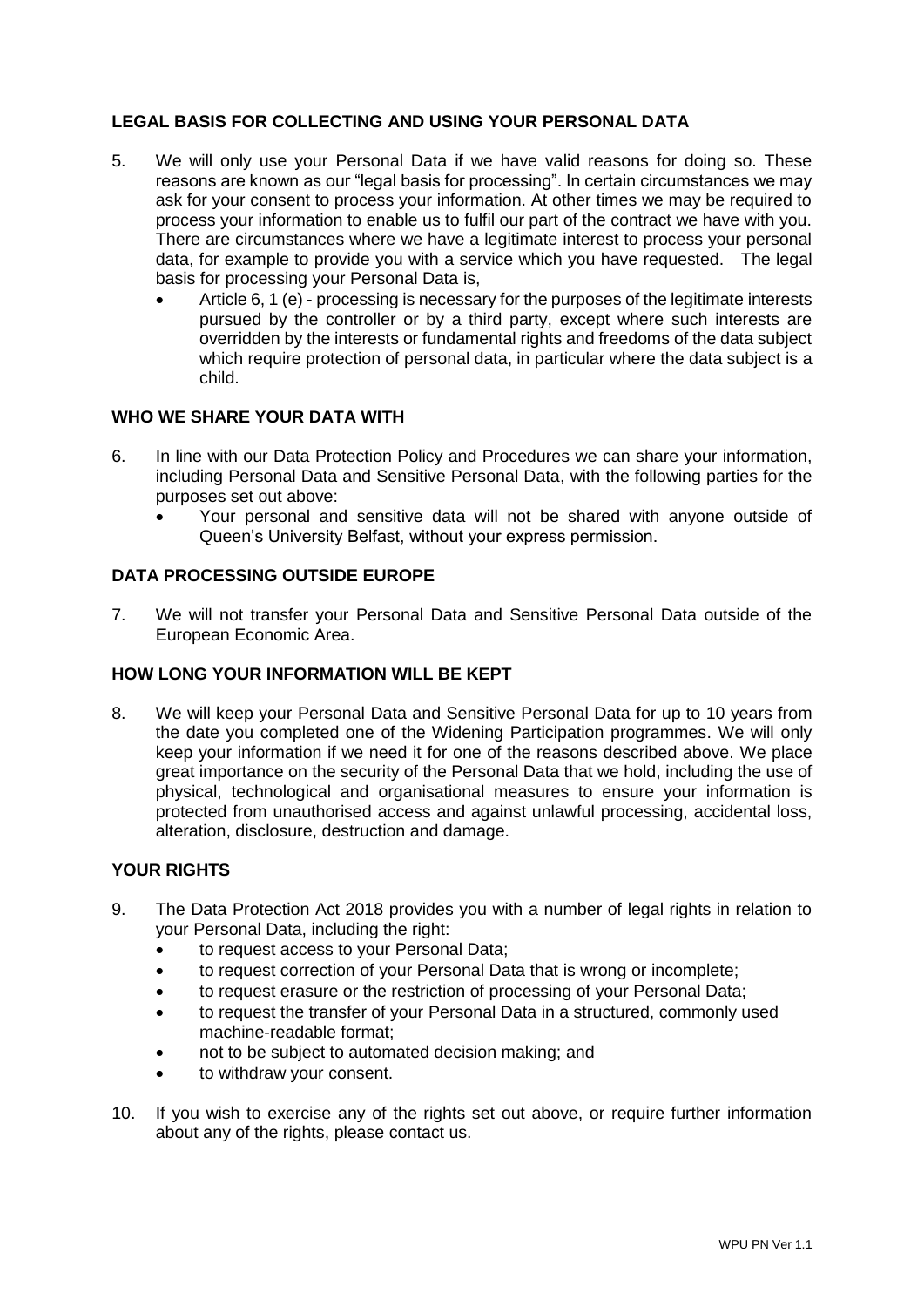## LEGAL BASIS FOR COLLECTING AND USING YOUR PERSONAL DATA

5. We will only use your Personal Data if we have valid reasons for doing so. These reasons are known as our "legal basis for processing". In certain circumstances we may ask for your consent to process your information. At other times we may be required to process your information to enable us to fulfil our part of the contract we have with you. There are circumstances where we have a legitimate interest to process your personal data, for example to provide you with a service which you have requested. The legal basis for processing your Personal Data is,
   - Article 6, 1 (e) - processing is necessary for the purposes of the legitimate interests pursued by the controller or by a third party, except where such interests are overridden by the interests or fundamental rights and freedoms of the data subject which require protection of personal data, in particular where the data subject is a child.

## WHO WE SHARE YOUR DATA WITH

6. In line with our Data Protection Policy and Procedures we can share your information, including Personal Data and Sensitive Personal Data, with the following parties for the purposes set out above:
   - Your personal and sensitive data will not be shared with anyone outside of Queen's University Belfast, without your express permission.

## DATA PROCESSING OUTSIDE EUROPE

7. We will not transfer your Personal Data and Sensitive Personal Data outside of the European Economic Area.

## HOW LONG YOUR INFORMATION WILL BE KEPT

8. We will keep your Personal Data and Sensitive Personal Data for up to 10 years from the date you completed one of the Widening Participation programmes. We will only keep your information if we need it for one of the reasons described above. We place great importance on the security of the Personal Data that we hold, including the use of physical, technological and organisational measures to ensure your information is protected from unauthorised access and against unlawful processing, accidental loss, alteration, disclosure, destruction and damage.

## YOUR RIGHTS

9. The Data Protection Act 2018 provides you with a number of legal rights in relation to your Personal Data, including the right:
   - to request access to your Personal Data;
   - to request correction of your Personal Data that is wrong or incomplete;
   - to request erasure or the restriction of processing of your Personal Data;
   - to request the transfer of your Personal Data in a structured, commonly used machine-readable format;
   - not to be subject to automated decision making; and
   - to withdraw your consent.

10. If you wish to exercise any of the rights set out above, or require further information about any of the rights, please contact us.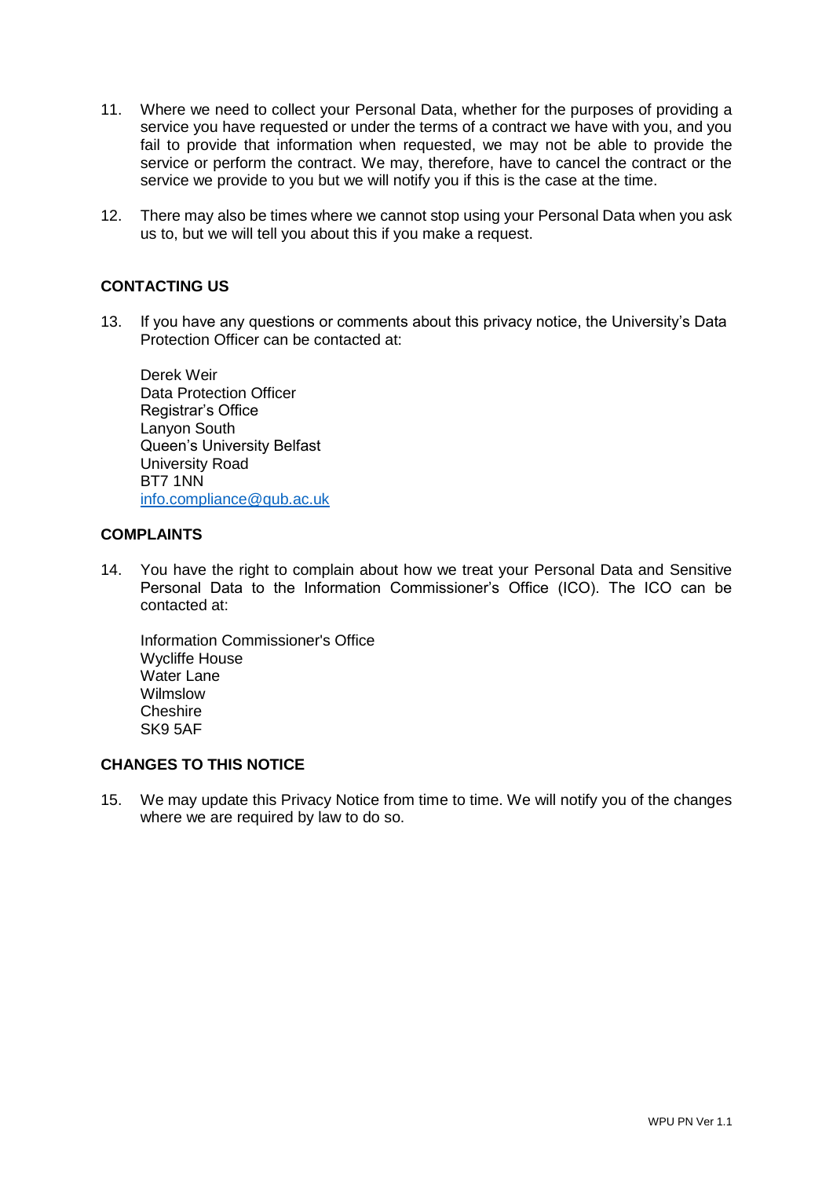11. Where we need to collect your Personal Data, whether for the purposes of providing a service you have requested or under the terms of a contract we have with you, and you fail to provide that information when requested, we may not be able to provide the service or perform the contract. We may, therefore, have to cancel the contract or the service we provide to you but we will notify you if this is the case at the time.

12. There may also be times where we cannot stop using your Personal Data when you ask us to, but we will tell you about this if you make a request.

**CONTACTING US**

13. If you have any questions or comments about this privacy notice, the University's Data Protection Officer can be contacted at:

    Derek Weir
    Data Protection Officer
    Registrar's Office
    Lanyon South
    Queen's University Belfast
    University Road
    BT7 1NN
    [info.compliance@qub.ac.uk](mailto:info.compliance@qub.ac.uk)

**COMPLAINTS**

14. You have the right to complain about how we treat your Personal Data and Sensitive Personal Data to the Information Commissioner's Office (ICO). The ICO can be contacted at:

    Information Commissioner's Office
    Wycliffe House
    Water Lane
    Wilmslow
    Cheshire
    SK9 5AF

**CHANGES TO THIS NOTICE**

15. We may update this Privacy Notice from time to time. We will notify you of the changes where we are required by law to do so.

WPU PN Ver 1.1